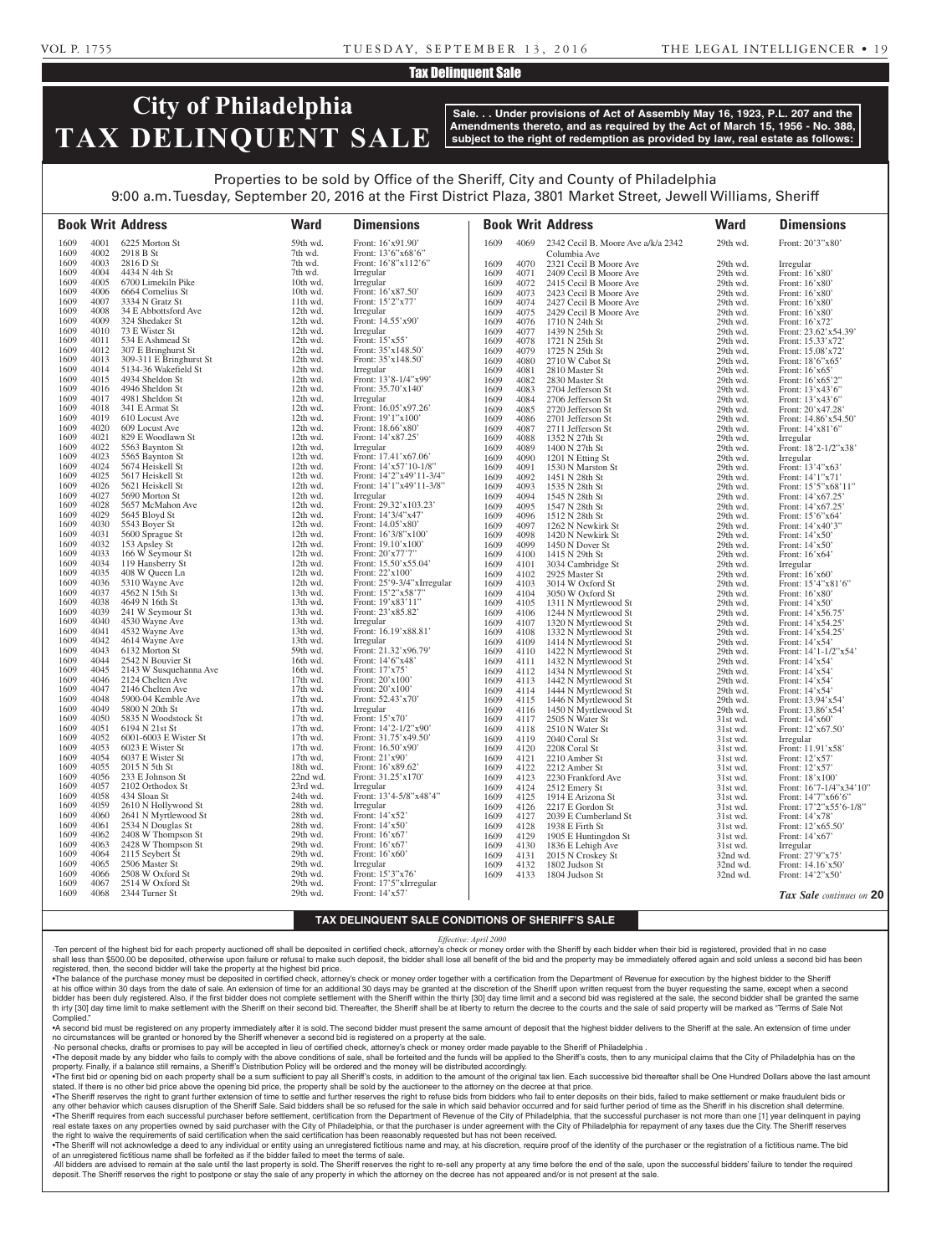## Tax Delinquent Sale

# City of Philadelphia TAX DELINQUENT SALE

**Sale. . . Under provisions of Act of Assembly May 16, 1923, P.L. 207 and the Amendments thereto, and as required by the Act of March 15, 1956 - No. 388, subject to the right of redemption as provided by law, real estate as follows:**

Properties to be sold by Office of the Sheriff, City and County of Philadelphia
9:00 a.m. Tuesday, September 20, 2016 at the First District Plaza, 3801 Market Street, Jewell Williams, Sheriff

| Book | Writ | Address | Ward | Dimensions |
|---|---|---|---|---|
| 1609 | 4001 | 6225 Morton St | 59th wd. | Front: 16'x91.90' |
| 1609 | 4002 | 2918 B St | 7th wd. | Front: 13'6"x68'6" |
| 1609 | 4003 | 2816 D St | 7th wd. | Front: 16'8"x112'6" |
| 1609 | 4004 | 4434 N 4th St | 7th wd. | Irregular |
| 1609 | 4005 | 6700 Limekiln Pike | 10th wd. | Irregular |
| 1609 | 4006 | 6664 Cornelius St | 10th wd. | Front: 16'x87.50' |
| 1609 | 4007 | 3334 N Gratz St | 11th wd. | Front: 15'2"x77' |
| 1609 | 4008 | 34 E Abbottsford Ave | 12th wd. | Irregular |
| 1609 | 4009 | 324 Shedaker St | 12th wd. | Front: 14.55'x90' |
| 1609 | 4010 | 73 E Wister St | 12th wd. | Irregular |
| 1609 | 4011 | 534 E Ashmead St | 12th wd. | Front: 15'x55' |
| 1609 | 4012 | 307 E Bringhurst St | 12th wd. | Front: 35'x148.50' |
| 1609 | 4013 | 309-311 E Bringhurst St | 12th wd. | Front: 35'x148.50' |
| 1609 | 4014 | 5134-36 Wakefield St | 12th wd. | Irregular |
| 1609 | 4015 | 4934 Sheldon St | 12th wd. | Front: 13'8-1/4"x99' |
| 1609 | 4016 | 4946 Sheldon St | 12th wd. | Front: 35.70'x140' |
| 1609 | 4017 | 4981 Sheldon St | 12th wd. | Irregular |
| 1609 | 4018 | 341 E Armat St | 12th wd. | Front: 16.05'x97.26' |
| 1609 | 4019 | 610 Locust Ave | 12th wd. | Front: 19'1"x100' |
| 1609 | 4020 | 609 Locust Ave | 12th wd. | Front: 18.66'x80' |
| 1609 | 4021 | 829 E Woodlawn St | 12th wd. | Front: 14'x87.25' |
| 1609 | 4022 | 5563 Baynton St | 12th wd. | Irregular |
| 1609 | 4023 | 5565 Baynton St | 12th wd. | Front: 17.41'x67.06' |
| 1609 | 4024 | 5674 Heiskell St | 12th wd. | Front: 14'x57'10-1/8" |
| 1609 | 4025 | 5617 Heiskell St | 12th wd. | Front: 14'2"x49'11-3/4" |
| 1609 | 4026 | 5621 Heiskell St | 12th wd. | Front: 14'1"x49'11-3/8" |
| 1609 | 4027 | 5690 Morton St | 12th wd. | Irregular |
| 1609 | 4028 | 5657 McMahon Ave | 12th wd. | Front: 29.32'x103.23' |
| 1609 | 4029 | 5645 Bloyd St | 12th wd. | Front: 14'3/4"x47' |
| 1609 | 4030 | 5543 Boyer St | 12th wd. | Front: 14.05'x80' |
| 1609 | 4031 | 5600 Sprague St | 12th wd. | Front: 16'3/8"x100' |
| 1609 | 4032 | 153 Apsley St | 12th wd. | Front: 19.10'x100' |
| 1609 | 4033 | 166 W Seymour St | 12th wd. | Front: 20'x77'7" |
| 1609 | 4034 | 119 Hansberry St | 12th wd. | Front: 15.50'x55.04' |
| 1609 | 4035 | 408 W Queen Ln | 12th wd. | Front: 22'x100' |
| 1609 | 4036 | 5310 Wayne Ave | 12th wd. | Front: 25'9-3/4"xIrregular |
| 1609 | 4037 | 4562 N 15th St | 13th wd. | Front: 15'2"x58'7" |
| 1609 | 4038 | 4649 N 16th St | 13th wd. | Front: 19'x83'11" |
| 1609 | 4039 | 241 W Seymour St | 13th wd. | Front: 23'x85.82' |
| 1609 | 4040 | 4530 Wayne Ave | 13th wd. | Irregular |
| 1609 | 4041 | 4532 Wayne Ave | 13th wd. | Front: 16.19'x88.81' |
| 1609 | 4042 | 4614 Wayne Ave | 13th wd. | Irregular |
| 1609 | 4043 | 6132 Morton St | 59th wd. | Front: 21.32'x96.79' |
| 1609 | 4044 | 2542 N Bouvier St | 16th wd. | Front: 14'6"x48' |
| 1609 | 4045 | 2143 W Susquehanna Ave | 16th wd. | Front: 17'x75' |
| 1609 | 4046 | 2124 Chelten Ave | 17th wd. | Front: 20'x100' |
| 1609 | 4047 | 2146 Chelten Ave | 17th wd. | Front: 20'x100' |
| 1609 | 4048 | 5900-04 Kemble Ave | 17th wd. | Front: 52.43'x70' |
| 1609 | 4049 | 5800 N 20th St | 17th wd. | Irregular |
| 1609 | 4050 | 5835 N Woodstock St | 17th wd. | Front: 15'x70' |
| 1609 | 4051 | 6194 N 21st St | 17th wd. | Front: 14'2-1/2"x90' |
| 1609 | 4052 | 6001-6003 E Wister St | 17th wd. | Front: 31.75'x49.50' |
| 1609 | 4053 | 6023 E Wister St | 17th wd. | Front: 16.50'x90' |
| 1609 | 4054 | 6037 E Wister St | 17th wd. | Front: 21'x90' |
| 1609 | 4055 | 2015 N 5th St | 18th wd. | Front: 16'x89.62' |
| 1609 | 4056 | 233 E Johnson St | 22nd wd. | Front: 31.25'x170' |
| 1609 | 4057 | 2102 Orthodox St | 23rd wd. | Irregular |
| 1609 | 4058 | 434 Sloan St | 24th wd. | Front: 13'4-5/8"x48'4" |
| 1609 | 4059 | 2610 N Hollywood St | 28th wd. | Irregular |
| 1609 | 4060 | 2641 N Myrtlewood St | 28th wd. | Front: 14'x52' |
| 1609 | 4061 | 2534 N Douglas St | 28th wd. | Front: 14'x50' |
| 1609 | 4062 | 2408 W Thompson St | 29th wd. | Front: 16'x67' |
| 1609 | 4063 | 2428 W Thompson St | 29th wd. | Front: 16'x67' |
| 1609 | 4064 | 2115 Seybert St | 29th wd. | Front: 16'x60' |
| 1609 | 4065 | 2506 Master St | 29th wd. | Irregular |
| 1609 | 4066 | 2508 W Oxford St | 29th wd. | Front: 15'3"x76' |
| 1609 | 4067 | 2514 W Oxford St | 29th wd. | Front: 17'5"xIrregular |
| 1609 | 4068 | 2344 Turner St | 29th wd. | Front: 14'x57' |
| 1609 | 4069 | 2342 Cecil B. Moore Ave a/k/a 2342 Columbia Ave | 29th wd. | Front: 20'3"x80' |
| 1609 | 4070 | 2321 Cecil B Moore Ave | 29th wd. | Irregular |
| 1609 | 4071 | 2409 Cecil B Moore Ave | 29th wd. | Front: 16'x80' |
| 1609 | 4072 | 2415 Cecil B Moore Ave | 29th wd. | Front: 16'x80' |
| 1609 | 4073 | 2423 Cecil B Moore Ave | 29th wd. | Front: 16'x80' |
| 1609 | 4074 | 2427 Cecil B Moore Ave | 29th wd. | Front: 16'x80' |
| 1609 | 4075 | 2429 Cecil B Moore Ave | 29th wd. | Front: 16'x80' |
| 1609 | 4076 | 1710 N 24th St | 29th wd. | Front: 16'x72' |
| 1609 | 4077 | 1439 N 25th St | 29th wd. | Front: 23.62'x54.39' |
| 1609 | 4078 | 1721 N 25th St | 29th wd. | Front: 15.33'x72' |
| 1609 | 4079 | 1725 N 25th St | 29th wd. | Front: 15.08'x72' |
| 1609 | 4080 | 2710 W Cabot St | 29th wd. | Front: 18'6"x65' |
| 1609 | 4081 | 2810 Master St | 29th wd. | Front: 16'x65' |
| 1609 | 4082 | 2830 Master St | 29th wd. | Front: 16'x65'2" |
| 1609 | 4083 | 2704 Jefferson St | 29th wd. | Front: 13'x43'6" |
| 1609 | 4084 | 2706 Jefferson St | 29th wd. | Front: 13'x43'6" |
| 1609 | 4085 | 2720 Jefferson St | 29th wd. | Front: 20'x47.28' |
| 1609 | 4086 | 2701 Jefferson St | 29th wd. | Front: 14.86'x54.50' |
| 1609 | 4087 | 2711 Jefferson St | 29th wd. | Front: 14'x81'6" |
| 1609 | 4088 | 1352 N 27th St | 29th wd. | Irregular |
| 1609 | 4089 | 1400 N 27th St | 29th wd. | Front: 18'2-1/2"x38' |
| 1609 | 4090 | 1201 N Etting St | 29th wd. | Irregular |
| 1609 | 4091 | 1530 N Marston St | 29th wd. | Front: 13'4"x63' |
| 1609 | 4092 | 1451 N 28th St | 29th wd. | Front: 14'1"x71' |
| 1609 | 4093 | 1535 N 28th St | 29th wd. | Front: 15'5"x68'11" |
| 1609 | 4094 | 1545 N 28th St | 29th wd. | Front: 14'x67.25' |
| 1609 | 4095 | 1547 N 28th St | 29th wd. | Front: 14'x67.25' |
| 1609 | 4096 | 1512 N 28th St | 29th wd. | Front: 15'6"x64' |
| 1609 | 4097 | 1262 N Newkirk St | 29th wd. | Front: 14'x40'3" |
| 1609 | 4098 | 1420 N Newkirk St | 29th wd. | Front: 14'x50' |
| 1609 | 4099 | 1450 N Dover St | 29th wd. | Front: 14'x50' |
| 1609 | 4100 | 1415 N 29th St | 29th wd. | Front: 16'x64' |
| 1609 | 4101 | 3034 Cambridge St | 29th wd. | Irregular |
| 1609 | 4102 | 2925 Master St | 29th wd. | Front: 16'x60' |
| 1609 | 4103 | 3014 W Oxford St | 29th wd. | Front: 15'4"x81'6" |
| 1609 | 4104 | 3050 W Oxford St | 29th wd. | Front: 16'x80' |
| 1609 | 4105 | 1311 N Myrtlewood St | 29th wd. | Front: 14'x50' |
| 1609 | 4106 | 1244 N Myrtlewood St | 29th wd. | Front: 14'x56.75' |
| 1609 | 4107 | 1320 N Myrtlewood St | 29th wd. | Front: 14'x54.25' |
| 1609 | 4108 | 1332 N Myrtlewood St | 29th wd. | Front: 14'x54.25' |
| 1609 | 4109 | 1414 N Myrtlewood St | 29th wd. | Front: 14'x54' |
| 1609 | 4110 | 1422 N Myrtlewood St | 29th wd. | Front: 14'1-1/2"x54' |
| 1609 | 4111 | 1432 N Myrtlewood St | 29th wd. | Front: 14'x54' |
| 1609 | 4112 | 1434 N Myrtlewood St | 29th wd. | Front: 14'x54' |
| 1609 | 4113 | 1442 N Myrtlewood St | 29th wd. | Front: 14'x54' |
| 1609 | 4114 | 1444 N Myrtlewood St | 29th wd. | Front: 14'x54' |
| 1609 | 4115 | 1446 N Myrtlewood St | 29th wd. | Front: 13.94'x54' |
| 1609 | 4116 | 1450 N Myrtlewood St | 29th wd. | Front: 13.86'x54' |
| 1609 | 4117 | 2505 N Water St | 31st wd. | Front: 14'x60' |
| 1609 | 4118 | 2510 N Water St | 31st wd. | Front: 12'x67.50' |
| 1609 | 4119 | 2040 Coral St | 31st wd. | Irregular |
| 1609 | 4120 | 2208 Coral St | 31st wd. | Front: 11.91'x58' |
| 1609 | 4121 | 2210 Amber St | 31st wd. | Front: 12'x57' |
| 1609 | 4122 | 2212 Amber St | 31st wd. | Front: 12'x57' |
| 1609 | 4123 | 2230 Frankford Ave | 31st wd. | Front: 18'x100' |
| 1609 | 4124 | 2512 Emery St | 31st wd. | Front: 16'7-1/4"x34'10" |
| 1609 | 4125 | 1914 E Arizona St | 31st wd. | Front: 14'7"x66'6" |
| 1609 | 4126 | 2217 E Gordon St | 31st wd. | Front: 17'2"x55'6-1/8" |
| 1609 | 4127 | 2039 E Cumberland St | 31st wd. | Front: 14'x78' |
| 1609 | 4128 | 1938 E Firth St | 31st wd. | Front: 12'x65.50' |
| 1609 | 4129 | 1905 E Huntingdon St | 31st wd. | Front: 14'x67' |
| 1609 | 4130 | 1836 E Lehigh Ave | 31st wd. | Irregular |
| 1609 | 4131 | 2015 N Croskey St | 32nd wd. | Front: 27'9"x75' |
| 1609 | 4132 | 1802 Judson St | 32nd wd. | Front: 14.16'x50' |
| 1609 | 4133 | 1804 Judson St | 32nd wd. | Front: 14'2"x50' |

*Tax Sale continues on* **20**

### TAX DELINQUENT SALE CONDITIONS OF SHERIFF'S SALE

*Effective: April 2000*

·Ten percent of the highest bid for each property auctioned off shall be deposited in certified check, attorney's check or money order with the Sheriff by each bidder when their bid is registered, provided that in no case shall less than $500.00 be deposited, otherwise upon failure or refusal to make such deposit, the bidder shall lose all benefit of the bid and the property may be immediately offered again and sold unless a second bid has been registered, then, the second bidder will take the property at the highest bid price.

•The balance of the purchase money must be deposited in certified check, attorney's check or money order together with a certification from the Department of Revenue for execution by the highest bidder to the Sheriff at his office within 30 days from the date of sale. An extension of time for an additional 30 days may be granted at the discretion of the Sheriff upon written request from the buyer requesting the same, except when a second bidder has been duly registered. Also, if the first bidder does not complete settlement with the Sheriff within the thirty [30] day time limit and a second bid was registered at the sale, the second bidder shall be granted the same th irty [30] day time limit to make settlement with the Sheriff on their second bid. Thereafter, the Sheriff shall be at liberty to return the decree to the courts and the sale of said property will be marked as "Terms of Sale Not Complied."

•A second bid must be registered on any property immediately after it is sold. The second bidder must present the same amount of deposit that the highest bidder delivers to the Sheriff at the sale. An extension of time under no circumstances will be granted or honored by the Sheriff whenever a second bid is registered on a property at the sale.

·No personal checks, drafts or promises to pay will be accepted in lieu of certified check, attorney's check or money order made payable to the Sheriff of Philadelphia .

•The deposit made by any bidder who fails to comply with the above conditions of sale, shall be forteited and the funds will be applied to the Sheriff's costs, then to any municipal claims that the City of Philadelphia has on the property. Finally, if a balance still remains, a Sheriff's Distribution Policy will be ordered and the money will be distributed accordingly.

•The first bid or opening bid on each property shall be a sum sufficient to pay all Sheriff's costs, in addition to the amount of the original tax lien. Each successive bid thereafter shall be One Hundred Dollars above the last amount stated. If there is no other bid price above the opening bid price, the property shall be sold by the auctioneer to the attorney on the decree at that price.

•The Sheriff reserves the right to grant further extension of time to settle and further reserves the right to refuse bids from bidders who fail to enter deposits on their bids, failed to make settlement or make fraudulent bids or any other behavior which causes disruption of the Sheriff Sale. Said bidders shall be so refused for the sale in which said behavior occurred and for said further period of time as the Sheriff in his discretion shall determine.

•The Sheriff requires from each successful purchaser before settlement, certification from the Department of Revenue of the City of Philadelphia, that the successful purchaser is not more than one [1] year delinquent in paying real estate taxes on any properties owned by said purchaser with the City of Philadelphia, or that the purchaser is under agreement with the City of Philadelphia for repayment of any taxes due the City. The Sheriff reserves the right to waive the requirements of said certification when the said certification has been reasonably requested but has not been received.

•The Sheriff will not acknowledge a deed to any individual or entity using an unregistered fictitious name and may, at his discretion, require proof of the identity of the purchaser or the registration of a fictitious name. The bid of an unregistered fictitious name shall be forfeited as if the bidder failed to meet the terms of sale.

·All bidders are advised to remain at the sale until the last property is sold. The Sheriff reserves the right to re-sell any property at any time before the end of the sale, upon the successful bidders' failure to tender the required deposit. The Sheriff reserves the right to postpone or stay the sale of any property in which the attorney on the decree has not appeared and/or is not present at the sale.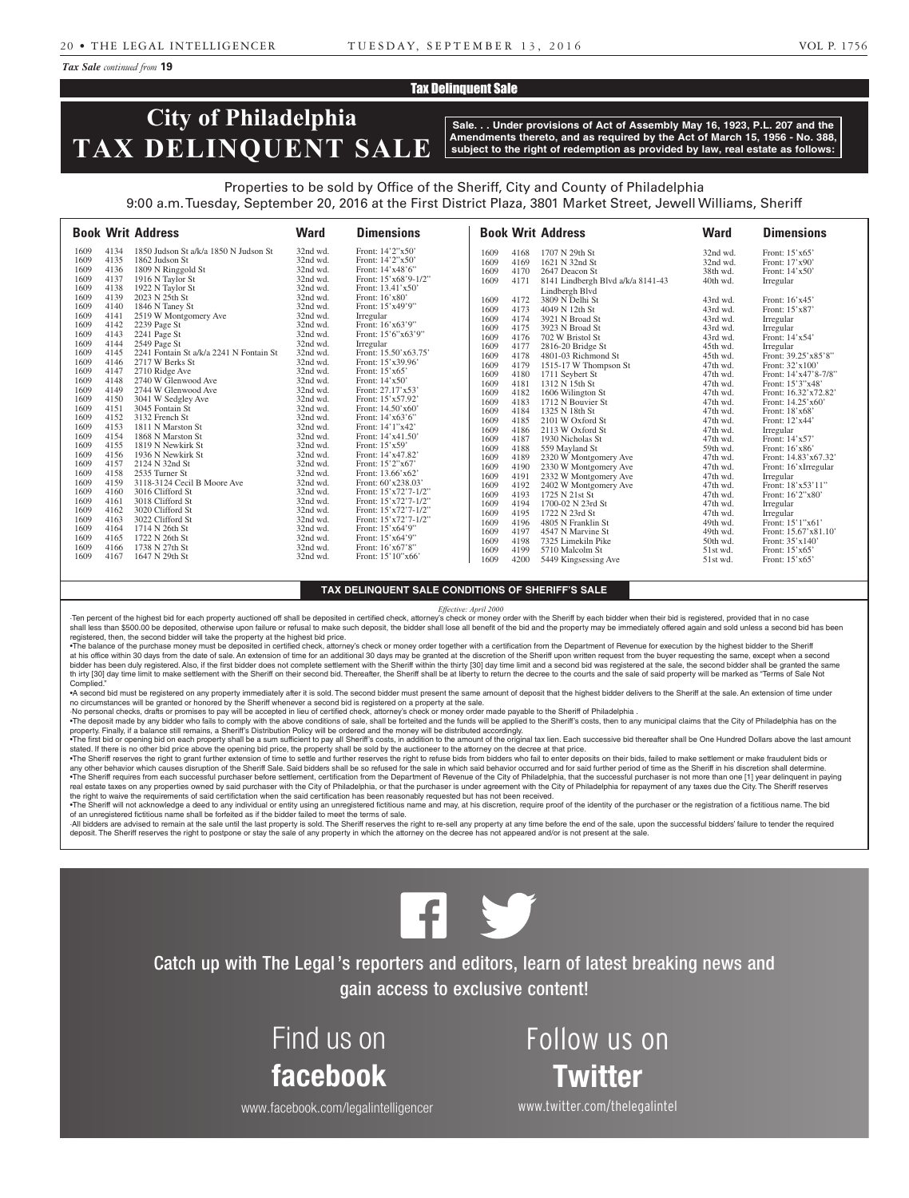*Tax Sale continued from* **19**

Tax Delinquent Sale

# City of Philadelphia TAX DELINQUENT SALE

**Sale. . . Under provisions of Act of Assembly May 16, 1923, P.L. 207 and the Amendments thereto, and as required by the Act of March 15, 1956 - No. 388, subject to the right of redemption as provided by law, real estate as follows:**

Properties to be sold by Office of the Sheriff, City and County of Philadelphia
9:00 a.m. Tuesday, September 20, 2016 at the First District Plaza, 3801 Market Street, Jewell Williams, Sheriff

| Book | Writ | Address | Ward | Dimensions |
|---|---|---|---|---|
| 1609 | 4134 | 1850 Judson St a/k/a 1850 N Judson St | 32nd wd. | Front: 14'2"x50' |
| 1609 | 4135 | 1862 Judson St | 32nd wd. | Front: 14'2"x50' |
| 1609 | 4136 | 1809 N Ringgold St | 32nd wd. | Front: 14'x48'6" |
| 1609 | 4137 | 1916 N Taylor St | 32nd wd. | Front: 15'x68'9-1/2" |
| 1609 | 4138 | 1922 N Taylor St | 32nd wd. | Front: 13.41'x50' |
| 1609 | 4139 | 2023 N 25th St | 32nd wd. | Front: 16'x80' |
| 1609 | 4140 | 1846 N Taney St | 32nd wd. | Front: 15'x49'9" |
| 1609 | 4141 | 2519 W Montgomery Ave | 32nd wd. | Irregular |
| 1609 | 4142 | 2239 Page St | 32nd wd. | Front: 16'x63'9" |
| 1609 | 4143 | 2241 Page St | 32nd wd. | Front: 15'6"x63'9" |
| 1609 | 4144 | 2549 Page St | 32nd wd. | Irregular |
| 1609 | 4145 | 2241 Fontain St a/k/a 2241 N Fontain St | 32nd wd. | Front: 15.50'x63.75' |
| 1609 | 4146 | 2717 W Berks St | 32nd wd. | Front: 15'x39.96' |
| 1609 | 4147 | 2710 Ridge Ave | 32nd wd. | Front: 15'x65' |
| 1609 | 4148 | 2740 W Glenwood Ave | 32nd wd. | Front: 14'x50' |
| 1609 | 4149 | 2744 W Glenwood Ave | 32nd wd. | Front: 27.17'x53' |
| 1609 | 4150 | 3041 W Sedgley Ave | 32nd wd. | Front: 15'x57.92' |
| 1609 | 4151 | 3045 Fontain St | 32nd wd. | Front: 14.50'x60' |
| 1609 | 4152 | 3132 French St | 32nd wd. | Front: 14'x63'6" |
| 1609 | 4153 | 1811 N Marston St | 32nd wd. | Front: 14'1"x42' |
| 1609 | 4154 | 1868 N Marston St | 32nd wd. | Front: 14'x41.50' |
| 1609 | 4155 | 1819 N Newkirk St | 32nd wd. | Front: 15'x59' |
| 1609 | 4156 | 1936 N Newkirk St | 32nd wd. | Front: 14'x47.82' |
| 1609 | 4157 | 2124 N 32nd St | 32nd wd. | Front: 15'2"x67' |
| 1609 | 4158 | 2535 Turner St | 32nd wd. | Front: 13.66'x62' |
| 1609 | 4159 | 3118-3124 Cecil B Moore Ave | 32nd wd. | Front: 60'x238.03' |
| 1609 | 4160 | 3016 Clifford St | 32nd wd. | Front: 15'x72'7-1/2" |
| 1609 | 4161 | 3018 Clifford St | 32nd wd. | Front: 15'x72'7-1/2" |
| 1609 | 4162 | 3020 Clifford St | 32nd wd. | Front: 15'x72'7-1/2" |
| 1609 | 4163 | 3022 Clifford St | 32nd wd. | Front: 15'x72'7-1/2" |
| 1609 | 4164 | 1714 N 26th St | 32nd wd. | Front: 15'x64'9" |
| 1609 | 4165 | 1722 N 26th St | 32nd wd. | Front: 15'x64'9" |
| 1609 | 4166 | 1738 N 27th St | 32nd wd. | Front: 16'x67'8" |
| 1609 | 4167 | 1647 N 29th St | 32nd wd. | Front: 15'10"x66' |
| 1609 | 4168 | 1707 N 29th St | 32nd wd. | Front: 15'x65' |
| 1609 | 4169 | 1621 N 32nd St | 32nd wd. | Front: 17'x90' |
| 1609 | 4170 | 2647 Deacon St | 38th wd. | Front: 14'x50' |
| 1609 | 4171 | 8141 Lindbergh Blvd a/k/a 8141-43 Lindbergh Blvd | 40th wd. | Irregular |
| 1609 | 4172 | 3809 N Delhi St | 43rd wd. | Front: 16'x45' |
| 1609 | 4173 | 4049 N 12th St | 43rd wd. | Front: 15'x87' |
| 1609 | 4174 | 3921 N Broad St | 43rd wd. | Irregular |
| 1609 | 4175 | 3923 N Broad St | 43rd wd. | Irregular |
| 1609 | 4176 | 702 W Bristol St | 43rd wd. | Front: 14'x54' |
| 1609 | 4177 | 2816-20 Bridge St | 45th wd. | Irregular |
| 1609 | 4178 | 4801-03 Richmond St | 45th wd. | Front: 39.25'x85'8" |
| 1609 | 4179 | 1515-17 W Thompson St | 47th wd. | Front: 32'x100' |
| 1609 | 4180 | 1711 Seybert St | 47th wd. | Front: 14'x47'8-7/8" |
| 1609 | 4181 | 1312 N 15th St | 47th wd. | Front: 15'3"x48' |
| 1609 | 4182 | 1606 Wilington St | 47th wd. | Front: 16.32'x72.82' |
| 1609 | 4183 | 1712 N Bouvier St | 47th wd. | Front: 14.25'x60' |
| 1609 | 4184 | 1325 N 18th St | 47th wd. | Front: 18'x68' |
| 1609 | 4185 | 2101 W Oxford St | 47th wd. | Front: 12'x44' |
| 1609 | 4186 | 2113 W Oxford St | 47th wd. | Irregular |
| 1609 | 4187 | 1930 Nicholas St | 47th wd. | Front: 14'x57' |
| 1609 | 4188 | 559 Mayland St | 59th wd. | Front: 16'x86' |
| 1609 | 4189 | 2320 W Montgomery Ave | 47th wd. | Front: 14.83'x67.32' |
| 1609 | 4190 | 2330 W Montgomery Ave | 47th wd. | Front: 16'xIrregular |
| 1609 | 4191 | 2332 W Montgomery Ave | 47th wd. | Irregular |
| 1609 | 4192 | 2402 W Montgomery Ave | 47th wd. | Front: 18'x53'11" |
| 1609 | 4193 | 1725 N 21st St | 47th wd. | Front: 16'2"x80' |
| 1609 | 4194 | 1700-02 N 23rd St | 47th wd. | Irregular |
| 1609 | 4195 | 1722 N 23rd St | 47th wd. | Irregular |
| 1609 | 4196 | 4805 N Franklin St | 49th wd. | Front: 15'1"x61' |
| 1609 | 4197 | 4547 N Marvine St | 49th wd. | Front: 15.67'x81.10' |
| 1609 | 4198 | 7325 Limekiln Pike | 50th wd. | Front: 35'x140' |
| 1609 | 4199 | 5710 Malcolm St | 51st wd. | Front: 15'x65' |
| 1609 | 4200 | 5449 Kingsessing Ave | 51st wd. | Front: 15'x65' |

## TAX DELINQUENT SALE CONDITIONS OF SHERIFF'S SALE

*Effective: April 2000*

·Ten percent of the highest bid for each property auctioned off shall be deposited in certified check, attorney's check or money order with the Sheriff by each bidder when their bid is registered, provided that in no case shall less than $500.00 be deposited, otherwise upon failure or refusal to make such deposit, the bidder shall lose all benefit of the bid and the property may be immediately offered again and sold unless a second bid has been registered, then, the second bidder will take the property at the highest bid price.

•The balance of the purchase money must be deposited in certified check, attorney's check or money order together with a certification from the Department of Revenue for execution by the highest bidder to the Sheriff at his office within 30 days from the date of sale. An extension of time for an additional 30 days may be granted at the discretion of the Sheriff upon written request from the buyer requesting the same, except when a second bidder has been duly registered. Also, if the first bidder does not complete settlement with the Sheriff within the thirty [30] day time limit and a second bid was registered at the sale, the second bidder shall be granted the same th irty [30] day time limit to make settlement with the Sheriff on their second bid. Thereafter, the Sheriff shall be at liberty to return the decree to the courts and the sale of said property will be marked as "Terms of Sale Not Complied."

•A second bid must be registered on any property immediately after it is sold. The second bidder must present the same amount of deposit that the highest bidder delivers to the Sheriff at the sale. An extension of time under no circumstances will be granted or honored by the Sheriff whenever a second bid is registered on a property at the sale.

·No personal checks, drafts or promises to pay will be accepted in lieu of certified check, attorney's check or money order made payable to the Sheriff of Philadelphia .

•The deposit made by any bidder who fails to comply with the above conditions of sale, shall be forteited and the funds will be applied to the Sheriff's costs, then to any municipal claims that the City of Philadelphia has on the property. Finally, if a balance still remains, a Sheriff's Distribution Policy will be ordered and the money will be distributed accordingly.

•The first bid or opening bid on each property shall be a sum sufficient to pay all Sheriff's costs, in addition to the amount of the original tax lien. Each successive bid thereafter shall be One Hundred Dollars above the last amount stated. If there is no other bid price above the opening bid price, the property shall be sold by the auctioneer to the attorney on the decree at that price.

•The Sheriff reserves the right to grant further extension of time to settle and further reserves the right to refuse bids from bidders who fail to enter deposits on their bids, failed to make settlement or make fraudulent bids or any other behavior which causes disruption of the Sheriff Sale. Said bidders shall be so refused for the sale in which said behavior occurred and for said further period of time as the Sheriff in his discretion shall determine.

•The Sheriff requires from each successful purchaser before settlement, certification from the Department of Revenue of the City of Philadelphia, that the successful purchaser is not more than one [1] year delinquent in paying real estate taxes on any properties owned by said purchaser with the City of Philadelphia, or that the purchaser is under agreement with the City of Philadelphia for repayment of any taxes due the City. The Sheriff reserves the right to waive the requirements of said certifictation when the said certification has been reasonably requested but has not been received.

•The Sheriff will not acknowledge a deed to any individual or entity using an unregistered fictitious name and may, at his discretion, require proof of the identity of the purchaser or the registration of a fictitious name. The bid of an unregistered fictitious name shall be forfeited as if the bidder failed to meet the terms of sale.

·All bidders are advised to remain at the sale until the last property is sold. The Sheriff reserves the right to re-sell any property at any time before the end of the sale, upon the successful bidders' failure to tender the required deposit. The Sheriff reserves the right to postpone or stay the sale of any property in which the attorney on the decree has not appeared and/or is not present at the sale.

Catch up with The Legal's reporters and editors, learn of latest breaking news and gain access to exclusive content!

Find us on **facebook**
www.facebook.com/legalintelligencer

Follow us on **Twitter**
www.twitter.com/thelegalintel